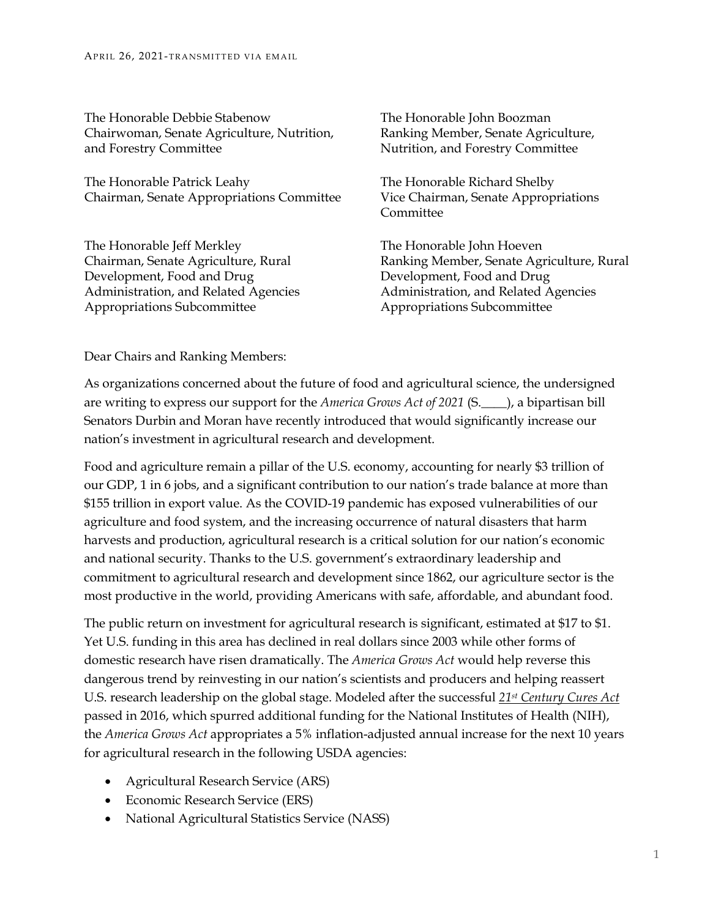APRIL 26, 2021-TRANSMITTED VIA EMAIL

The Honorable Debbie Stabenow
Chairwoman, Senate Agriculture, Nutrition, and Forestry Committee

The Honorable John Boozman
Ranking Member, Senate Agriculture, Nutrition, and Forestry Committee

The Honorable Patrick Leahy
Chairman, Senate Appropriations Committee

The Honorable Richard Shelby
Vice Chairman, Senate Appropriations Committee

The Honorable Jeff Merkley
Chairman, Senate Agriculture, Rural Development, Food and Drug Administration, and Related Agencies Appropriations Subcommittee

The Honorable John Hoeven
Ranking Member, Senate Agriculture, Rural Development, Food and Drug Administration, and Related Agencies Appropriations Subcommittee

Dear Chairs and Ranking Members:

As organizations concerned about the future of food and agricultural science, the undersigned are writing to express our support for the *America Grows Act of 2021* (S.____), a bipartisan bill Senators Durbin and Moran have recently introduced that would significantly increase our nation's investment in agricultural research and development.

Food and agriculture remain a pillar of the U.S. economy, accounting for nearly $3 trillion of our GDP, 1 in 6 jobs, and a significant contribution to our nation's trade balance at more than $155 trillion in export value. As the COVID-19 pandemic has exposed vulnerabilities of our agriculture and food system, and the increasing occurrence of natural disasters that harm harvests and production, agricultural research is a critical solution for our nation's economic and national security. Thanks to the U.S. government's extraordinary leadership and commitment to agricultural research and development since 1862, our agriculture sector is the most productive in the world, providing Americans with safe, affordable, and abundant food.

The public return on investment for agricultural research is significant, estimated at $17 to $1. Yet U.S. funding in this area has declined in real dollars since 2003 while other forms of domestic research have risen dramatically. The *America Grows Act* would help reverse this dangerous trend by reinvesting in our nation's scientists and producers and helping reassert U.S. research leadership on the global stage. Modeled after the successful *21st Century Cures Act* passed in 2016, which spurred additional funding for the National Institutes of Health (NIH), the *America Grows Act* appropriates a 5% inflation-adjusted annual increase for the next 10 years for agricultural research in the following USDA agencies:

- Agricultural Research Service (ARS)
- Economic Research Service (ERS)
- National Agricultural Statistics Service (NASS)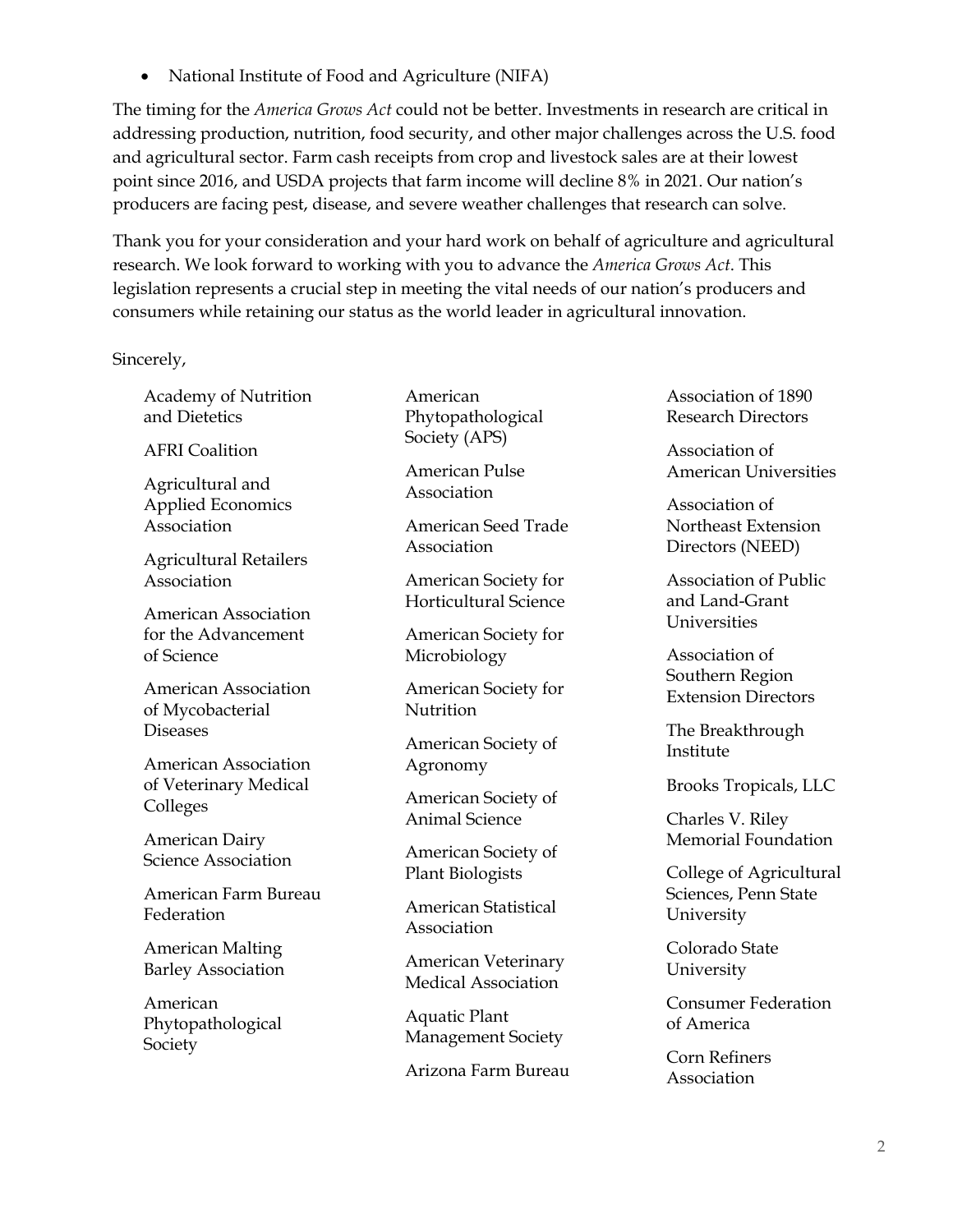- National Institute of Food and Agriculture (NIFA)

The timing for the *America Grows Act* could not be better. Investments in research are critical in addressing production, nutrition, food security, and other major challenges across the U.S. food and agricultural sector. Farm cash receipts from crop and livestock sales are at their lowest point since 2016, and USDA projects that farm income will decline 8% in 2021. Our nation's producers are facing pest, disease, and severe weather challenges that research can solve.

Thank you for your consideration and your hard work on behalf of agriculture and agricultural research. We look forward to working with you to advance the *America Grows Act*. This legislation represents a crucial step in meeting the vital needs of our nation's producers and consumers while retaining our status as the world leader in agricultural innovation.

Sincerely,

Academy of Nutrition and Dietetics

AFRI Coalition

Agricultural and Applied Economics Association

Agricultural Retailers Association

American Association for the Advancement of Science

American Association of Mycobacterial Diseases

American Association of Veterinary Medical Colleges

American Dairy Science Association

American Farm Bureau Federation

American Malting Barley Association

American Phytopathological Society

American Phytopathological Society (APS)

American Pulse Association

American Seed Trade Association

American Society for Horticultural Science

American Society for Microbiology

American Society for Nutrition

American Society of Agronomy

American Society of Animal Science

American Society of Plant Biologists

American Statistical Association

American Veterinary Medical Association

Aquatic Plant Management Society

Arizona Farm Bureau

Association of 1890 Research Directors

Association of American Universities

Association of Northeast Extension Directors (NEED)

Association of Public and Land-Grant Universities

Association of Southern Region Extension Directors

The Breakthrough Institute

Brooks Tropicals, LLC

Charles V. Riley Memorial Foundation

College of Agricultural Sciences, Penn State University

Colorado State University

Consumer Federation of America

Corn Refiners Association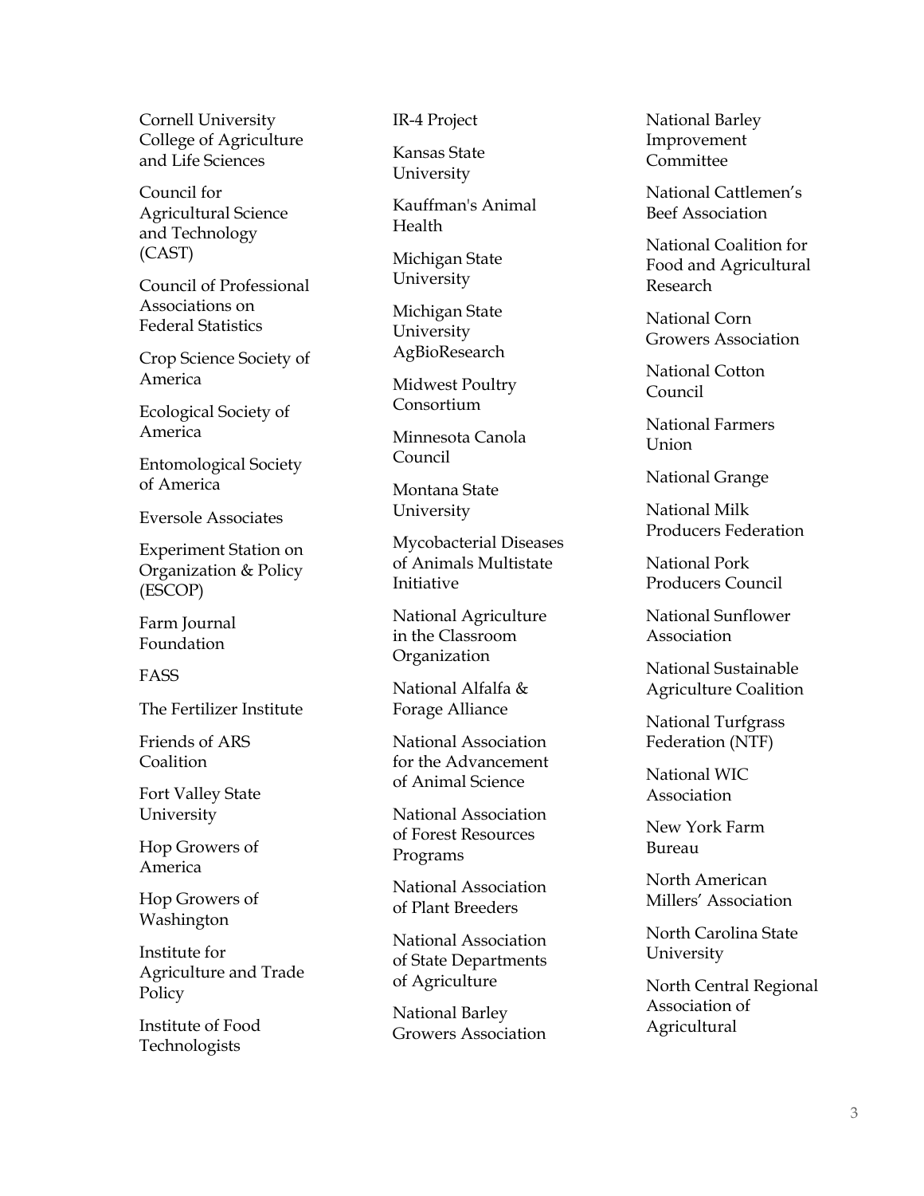Cornell University College of Agriculture and Life Sciences

Council for Agricultural Science and Technology (CAST)

Council of Professional Associations on Federal Statistics

Crop Science Society of America

Ecological Society of America

Entomological Society of America

Eversole Associates

Experiment Station on Organization & Policy (ESCOP)

Farm Journal Foundation

FASS

The Fertilizer Institute

Friends of ARS Coalition

Fort Valley State University

Hop Growers of America

Hop Growers of Washington

Institute for Agriculture and Trade Policy

Institute of Food Technologists

IR-4 Project

Kansas State University

Kauffman's Animal Health

Michigan State University

Michigan State University AgBioResearch

Midwest Poultry Consortium

Minnesota Canola Council

Montana State University

Mycobacterial Diseases of Animals Multistate Initiative

National Agriculture in the Classroom Organization

National Alfalfa & Forage Alliance

National Association for the Advancement of Animal Science

National Association of Forest Resources Programs

National Association of Plant Breeders

National Association of State Departments of Agriculture

National Barley Growers Association

National Barley Improvement Committee

National Cattlemen's Beef Association

National Coalition for Food and Agricultural Research

National Corn Growers Association

National Cotton Council

National Farmers Union

National Grange

National Milk Producers Federation

National Pork Producers Council

National Sunflower Association

National Sustainable Agriculture Coalition

National Turfgrass Federation (NTF)

National WIC Association

New York Farm Bureau

North American Millers' Association

North Carolina State University

North Central Regional Association of Agricultural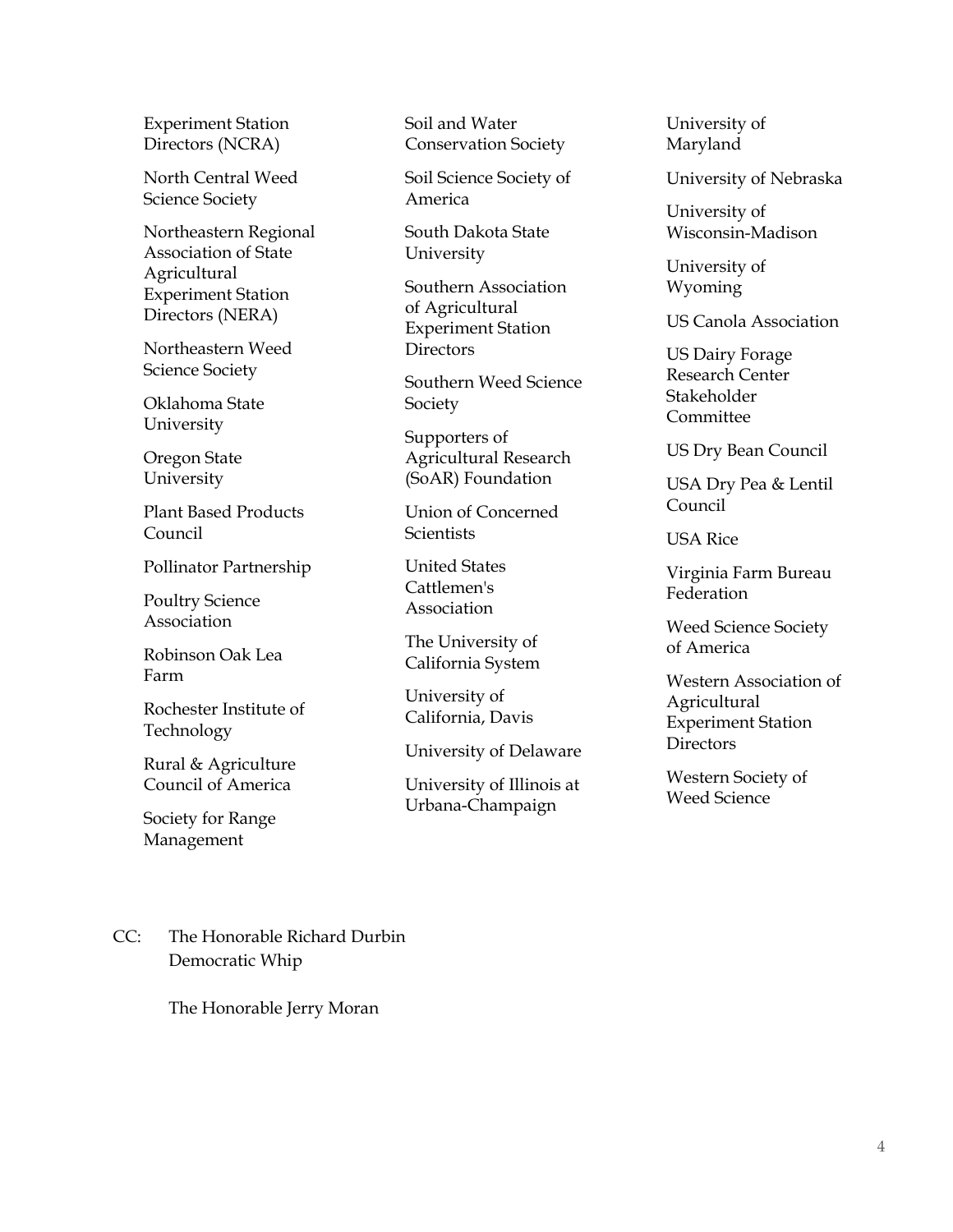Experiment Station Directors (NCRA)

North Central Weed Science Society

Northeastern Regional Association of State Agricultural Experiment Station Directors (NERA)

Northeastern Weed Science Society

Oklahoma State University

Oregon State University

Plant Based Products Council

Pollinator Partnership

Poultry Science Association

Robinson Oak Lea Farm

Rochester Institute of Technology

Rural & Agriculture Council of America

Society for Range Management

Soil and Water Conservation Society

Soil Science Society of America

South Dakota State University

Southern Association of Agricultural Experiment Station Directors

Southern Weed Science Society

Supporters of Agricultural Research (SoAR) Foundation

Union of Concerned Scientists

United States Cattlemen's Association

The University of California System

University of California, Davis

University of Delaware

University of Illinois at Urbana-Champaign

University of Maryland

University of Nebraska

University of Wisconsin-Madison

University of Wyoming

US Canola Association

US Dairy Forage Research Center Stakeholder Committee

US Dry Bean Council

USA Dry Pea & Lentil Council

USA Rice

Virginia Farm Bureau Federation

Weed Science Society of America

Western Association of Agricultural Experiment Station Directors

Western Society of Weed Science

CC: The Honorable Richard Durbin
Democratic Whip

The Honorable Jerry Moran